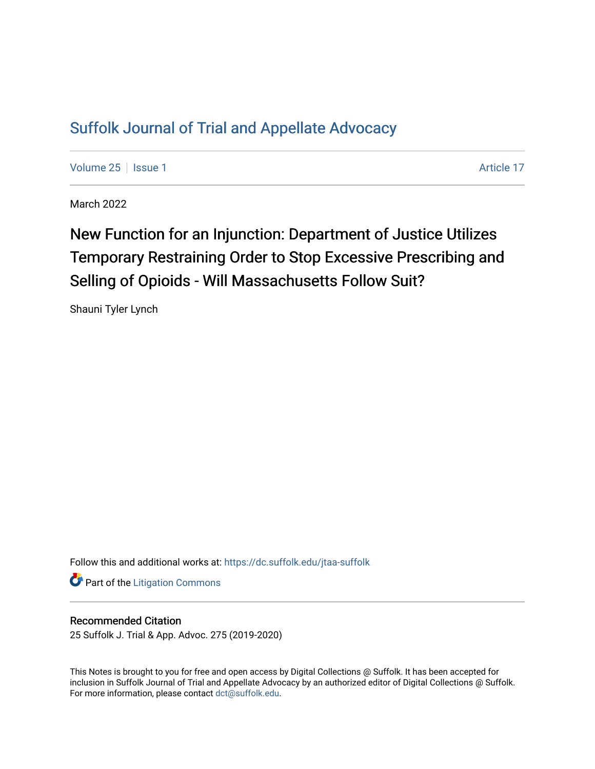# Suffolk Journal of Trial and Appellate Advocacy

Volume 25 | Issue 1 Article 17

March 2022

## New Function for an Injunction: Department of Justice Utilizes Temporary Restraining Order to Stop Excessive Prescribing and Selling of Opioids - Will Massachusetts Follow Suit?

Shauni Tyler Lynch

Follow this and additional works at: https://dc.suffolk.edu/jtaa-suffolk

Part of the Litigation Commons

### Recommended Citation

25 Suffolk J. Trial & App. Advoc. 275 (2019-2020)

This Notes is brought to you for free and open access by Digital Collections @ Suffolk. It has been accepted for inclusion in Suffolk Journal of Trial and Appellate Advocacy by an authorized editor of Digital Collections @ Suffolk. For more information, please contact dct@suffolk.edu.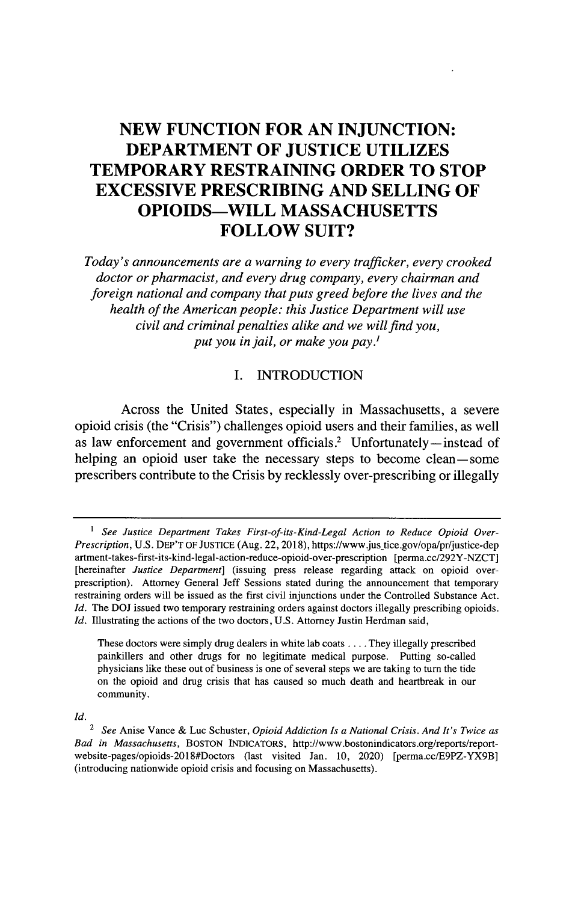# NEW FUNCTION FOR AN INJUNCTION: DEPARTMENT OF JUSTICE UTILIZES TEMPORARY RESTRAINING ORDER TO STOP EXCESSIVE PRESCRIBING AND SELLING OF OPIOIDS—WILL MASSACHUSETTS FOLLOW SUIT?

*Today's announcements are a warning to every trafficker, every crooked doctor or pharmacist, and every drug company, every chairman and foreign national and company that puts greed before the lives and the health of the American people: this Justice Department will use civil and criminal penalties alike and we will find you, put you in jail, or make you pay.*[1]

## I. INTRODUCTION

Across the United States, especially in Massachusetts, a severe opioid crisis (the "Crisis") challenges opioid users and their families, as well as law enforcement and government officials.[2] Unfortunately—instead of helping an opioid user take the necessary steps to become clean—some prescribers contribute to the Crisis by recklessly over-prescribing or illegally

---

[1] *See Justice Department Takes First-of-its-Kind-Legal Action to Reduce Opioid Over-Prescription*, U.S. DEP'T OF JUSTICE (Aug. 22, 2018), https://www.jus_tice.gov/opa/pr/justice-department-takes-first-its-kind-legal-action-reduce-opioid-over-prescription [perma.cc/292Y-NZCT] [hereinafter *Justice Department*] (issuing press release regarding attack on opioid over-prescription). Attorney General Jeff Sessions stated during the announcement that temporary restraining orders will be issued as the first civil injunctions under the Controlled Substance Act. *Id.* The DOJ issued two temporary restraining orders against doctors illegally prescribing opioids. *Id.* Illustrating the actions of the two doctors, U.S. Attorney Justin Herdman said,

> These doctors were simply drug dealers in white lab coats . . . . They illegally prescribed painkillers and other drugs for no legitimate medical purpose. Putting so-called physicians like these out of business is one of several steps we are taking to turn the tide on the opioid and drug crisis that has caused so much death and heartbreak in our community.

*Id.*

[2] *See* Anise Vance & Luc Schuster, *Opioid Addiction Is a National Crisis. And It's Twice as Bad in Massachusetts*, BOSTON INDICATORS, http://www.bostonindicators.org/reports/report-website-pages/opioids-2018#Doctors (last visited Jan. 10, 2020) [perma.cc/E9PZ-YX9B] (introducing nationwide opioid crisis and focusing on Massachusetts).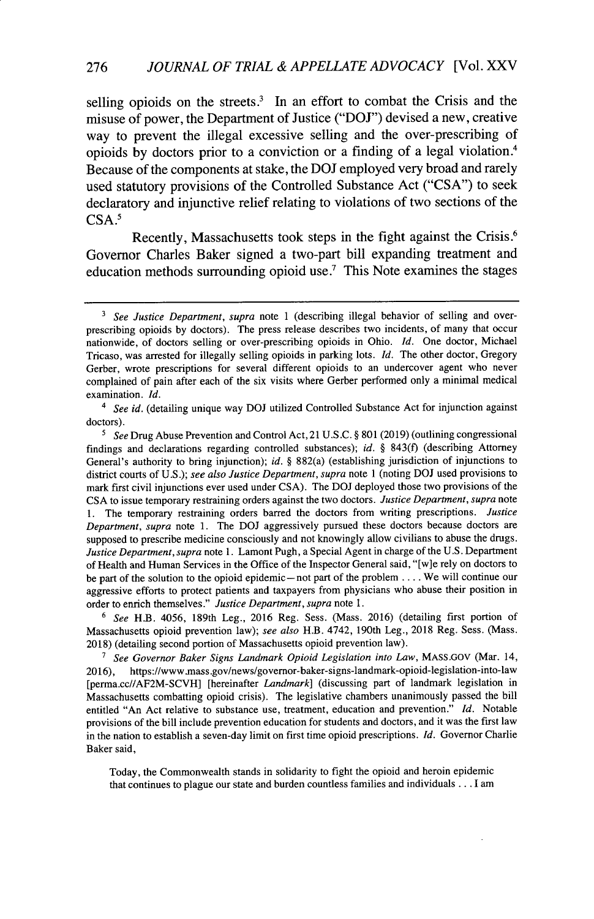selling opioids on the streets.[3] In an effort to combat the Crisis and the misuse of power, the Department of Justice ("DOJ") devised a new, creative way to prevent the illegal excessive selling and the over-prescribing of opioids by doctors prior to a conviction or a finding of a legal violation.[4] Because of the components at stake, the DOJ employed very broad and rarely used statutory provisions of the Controlled Substance Act ("CSA") to seek declaratory and injunctive relief relating to violations of two sections of the CSA.[5]

Recently, Massachusetts took steps in the fight against the Crisis.[6] Governor Charles Baker signed a two-part bill expanding treatment and education methods surrounding opioid use.[7] This Note examines the stages

---

[3] *See Justice Department*, *supra* note 1 (describing illegal behavior of selling and over-prescribing opioids by doctors). The press release describes two incidents, of many that occur nationwide, of doctors selling or over-prescribing opioids in Ohio. *Id.* One doctor, Michael Tricaso, was arrested for illegally selling opioids in parking lots. *Id.* The other doctor, Gregory Gerber, wrote prescriptions for several different opioids to an undercover agent who never complained of pain after each of the six visits where Gerber performed only a minimal medical examination. *Id.*

[4] *See id.* (detailing unique way DOJ utilized Controlled Substance Act for injunction against doctors).

[5] *See* Drug Abuse Prevention and Control Act, 21 U.S.C. § 801 (2019) (outlining congressional findings and declarations regarding controlled substances); *id.* § 843(f) (describing Attorney General's authority to bring injunction); *id.* § 882(a) (establishing jurisdiction of injunctions to district courts of U.S.); *see also Justice Department*, *supra* note 1 (noting DOJ used provisions to mark first civil injunctions ever used under CSA). The DOJ deployed those two provisions of the CSA to issue temporary restraining orders against the two doctors. *Justice Department*, *supra* note 1. The temporary restraining orders barred the doctors from writing prescriptions. *Justice Department*, *supra* note 1. The DOJ aggressively pursued these doctors because doctors are supposed to prescribe medicine consciously and not knowingly allow civilians to abuse the drugs. *Justice Department*, *supra* note 1. Lamont Pugh, a Special Agent in charge of the U.S. Department of Health and Human Services in the Office of the Inspector General said, "[w]e rely on doctors to be part of the solution to the opioid epidemic—not part of the problem . . . . We will continue our aggressive efforts to protect patients and taxpayers from physicians who abuse their position in order to enrich themselves." *Justice Department*, *supra* note 1.

[6] *See* H.B. 4056, 189th Leg., 2016 Reg. Sess. (Mass. 2016) (detailing first portion of Massachusetts opioid prevention law); *see also* H.B. 4742, 190th Leg., 2018 Reg. Sess. (Mass. 2018) (detailing second portion of Massachusetts opioid prevention law).

[7] *See Governor Baker Signs Landmark Opioid Legislation into Law*, MASS.GOV (Mar. 14, 2016), https://www.mass.gov/news/governor-baker-signs-landmark-opioid-legislation-into-law [perma.cc//AF2M-SCVH] [hereinafter *Landmark*] (discussing part of landmark legislation in Massachusetts combatting opioid crisis). The legislative chambers unanimously passed the bill entitled "An Act relative to substance use, treatment, education and prevention." *Id.* Notable provisions of the bill include prevention education for students and doctors, and it was the first law in the nation to establish a seven-day limit on first time opioid prescriptions. *Id.* Governor Charlie Baker said,

> Today, the Commonwealth stands in solidarity to fight the opioid and heroin epidemic that continues to plague our state and burden countless families and individuals . . . I am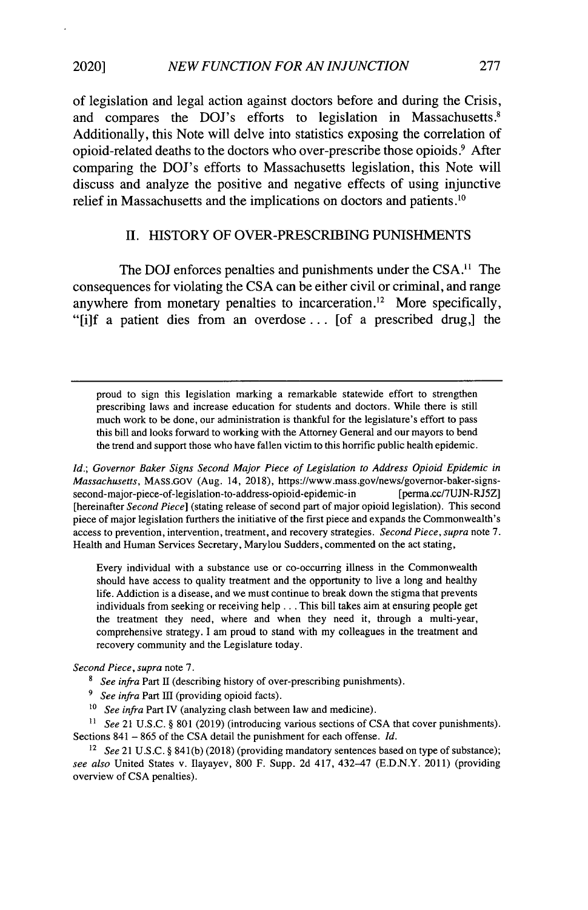of legislation and legal action against doctors before and during the Crisis, and compares the DOJ's efforts to legislation in Massachusetts.[8] Additionally, this Note will delve into statistics exposing the correlation of opioid-related deaths to the doctors who over-prescribe those opioids.[9] After comparing the DOJ's efforts to Massachusetts legislation, this Note will discuss and analyze the positive and negative effects of using injunctive relief in Massachusetts and the implications on doctors and patients.[10]

## II. HISTORY OF OVER-PRESCRIBING PUNISHMENTS

The DOJ enforces penalties and punishments under the CSA.[11] The consequences for violating the CSA can be either civil or criminal, and range anywhere from monetary penalties to incarceration.[12] More specifically, "[i]f a patient dies from an overdose . . . [of a prescribed drug,] the

---

> proud to sign this legislation marking a remarkable statewide effort to strengthen prescribing laws and increase education for students and doctors. While there is still much work to be done, our administration is thankful for the legislature's effort to pass this bill and looks forward to working with the Attorney General and our mayors to bend the trend and support those who have fallen victim to this horrific public health epidemic.

*Id.*; *Governor Baker Signs Second Major Piece of Legislation to Address Opioid Epidemic in Massachusetts*, MASS.GOV (Aug. 14, 2018), https://www.mass.gov/news/governor-baker-signs-second-major-piece-of-legislation-to-address-opioid-epidemic-in [perma.cc/7UJN-RJ5Z] [hereinafter *Second Piece*] (stating release of second part of major opioid legislation). This second piece of major legislation furthers the initiative of the first piece and expands the Commonwealth's access to prevention, intervention, treatment, and recovery strategies. *Second Piece*, *supra* note 7. Health and Human Services Secretary, Marylou Sudders, commented on the act stating,

> Every individual with a substance use or co-occurring illness in the Commonwealth should have access to quality treatment and the opportunity to live a long and healthy life. Addiction is a disease, and we must continue to break down the stigma that prevents individuals from seeking or receiving help . . . This bill takes aim at ensuring people get the treatment they need, where and when they need it, through a multi-year, comprehensive strategy. I am proud to stand with my colleagues in the treatment and recovery community and the Legislature today.

*Second Piece*, *supra* note 7.

[8] *See infra* Part II (describing history of over-prescribing punishments).

[9] *See infra* Part III (providing opioid facts).

[10] *See infra* Part IV (analyzing clash between law and medicine).

[11] *See* 21 U.S.C. § 801 (2019) (introducing various sections of CSA that cover punishments). Sections 841 – 865 of the CSA detail the punishment for each offense. *Id.*

[12] *See* 21 U.S.C. § 841(b) (2018) (providing mandatory sentences based on type of substance); *see also* United States v. Ilayayev, 800 F. Supp. 2d 417, 432–47 (E.D.N.Y. 2011) (providing overview of CSA penalties).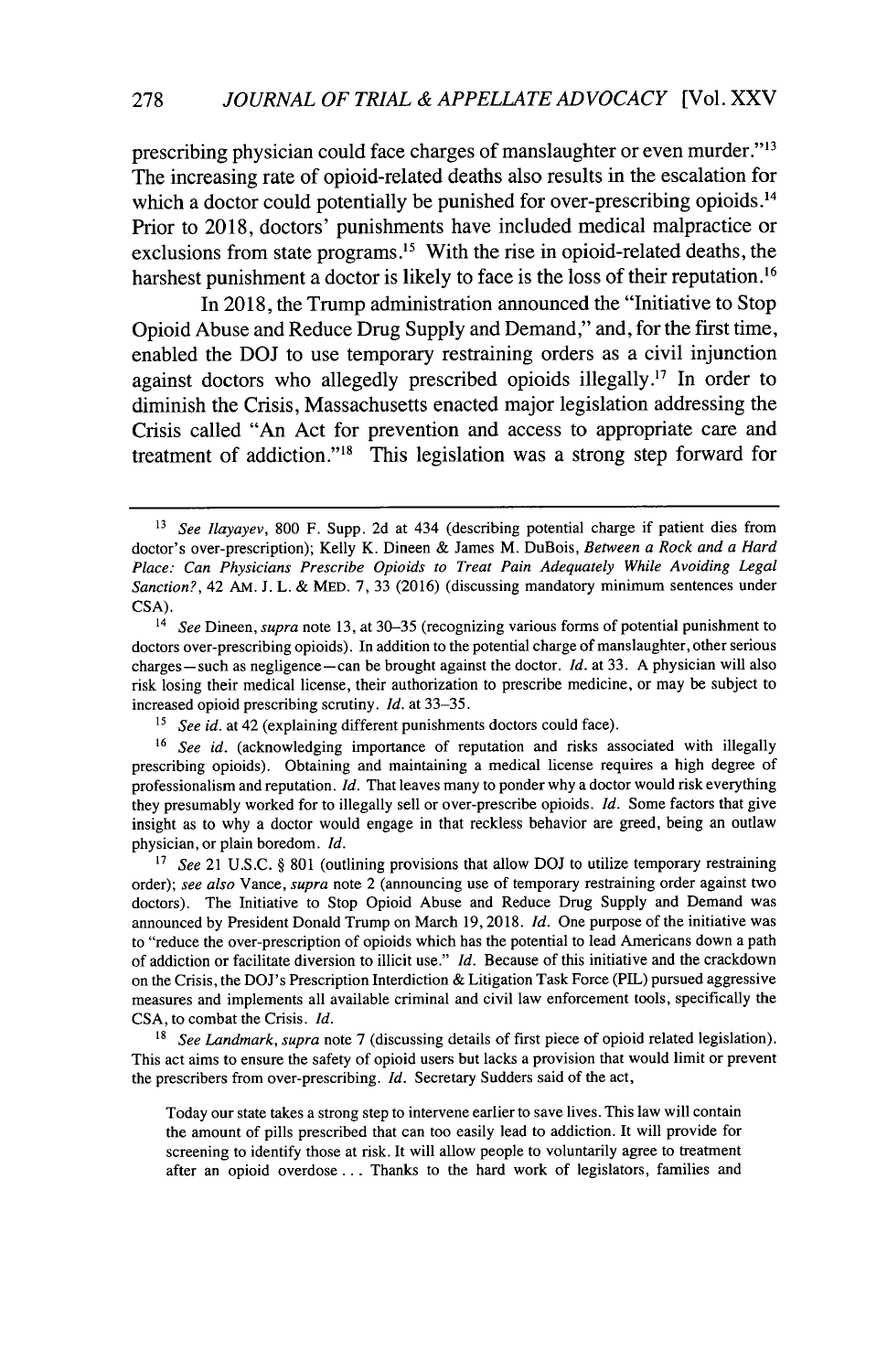prescribing physician could face charges of manslaughter or even murder."[13] The increasing rate of opioid-related deaths also results in the escalation for which a doctor could potentially be punished for over-prescribing opioids.[14] Prior to 2018, doctors' punishments have included medical malpractice or exclusions from state programs.[15] With the rise in opioid-related deaths, the harshest punishment a doctor is likely to face is the loss of their reputation.[16]

In 2018, the Trump administration announced the "Initiative to Stop Opioid Abuse and Reduce Drug Supply and Demand," and, for the first time, enabled the DOJ to use temporary restraining orders as a civil injunction against doctors who allegedly prescribed opioids illegally.[17] In order to diminish the Crisis, Massachusetts enacted major legislation addressing the Crisis called "An Act for prevention and access to appropriate care and treatment of addiction."[18] This legislation was a strong step forward for

---

[13] *See Ilayayev*, 800 F. Supp. 2d at 434 (describing potential charge if patient dies from doctor's over-prescription); Kelly K. Dineen & James M. DuBois, *Between a Rock and a Hard Place: Can Physicians Prescribe Opioids to Treat Pain Adequately While Avoiding Legal Sanction?*, 42 AM. J. L. & MED. 7, 33 (2016) (discussing mandatory minimum sentences under CSA).

[14] *See* Dineen, *supra* note 13, at 30–35 (recognizing various forms of potential punishment to doctors over-prescribing opioids). In addition to the potential charge of manslaughter, other serious charges—such as negligence—can be brought against the doctor. *Id.* at 33. A physician will also risk losing their medical license, their authorization to prescribe medicine, or may be subject to increased opioid prescribing scrutiny. *Id.* at 33–35.

[15] *See id.* at 42 (explaining different punishments doctors could face).

[16] *See id.* (acknowledging importance of reputation and risks associated with illegally prescribing opioids). Obtaining and maintaining a medical license requires a high degree of professionalism and reputation. *Id.* That leaves many to ponder why a doctor would risk everything they presumably worked for to illegally sell or over-prescribe opioids. *Id.* Some factors that give insight as to why a doctor would engage in that reckless behavior are greed, being an outlaw physician, or plain boredom. *Id.*

[17] *See* 21 U.S.C. § 801 (outlining provisions that allow DOJ to utilize temporary restraining order); *see also* Vance, *supra* note 2 (announcing use of temporary restraining order against two doctors). The Initiative to Stop Opioid Abuse and Reduce Drug Supply and Demand was announced by President Donald Trump on March 19, 2018. *Id.* One purpose of the initiative was to "reduce the over-prescription of opioids which has the potential to lead Americans down a path of addiction or facilitate diversion to illicit use." *Id.* Because of this initiative and the crackdown on the Crisis, the DOJ's Prescription Interdiction & Litigation Task Force (PIL) pursued aggressive measures and implements all available criminal and civil law enforcement tools, specifically the CSA, to combat the Crisis. *Id.*

[18] *See Landmark*, *supra* note 7 (discussing details of first piece of opioid related legislation). This act aims to ensure the safety of opioid users but lacks a provision that would limit or prevent the prescribers from over-prescribing. *Id.* Secretary Sudders said of the act,

> Today our state takes a strong step to intervene earlier to save lives. This law will contain the amount of pills prescribed that can too easily lead to addiction. It will provide for screening to identify those at risk. It will allow people to voluntarily agree to treatment after an opioid overdose . . . Thanks to the hard work of legislators, families and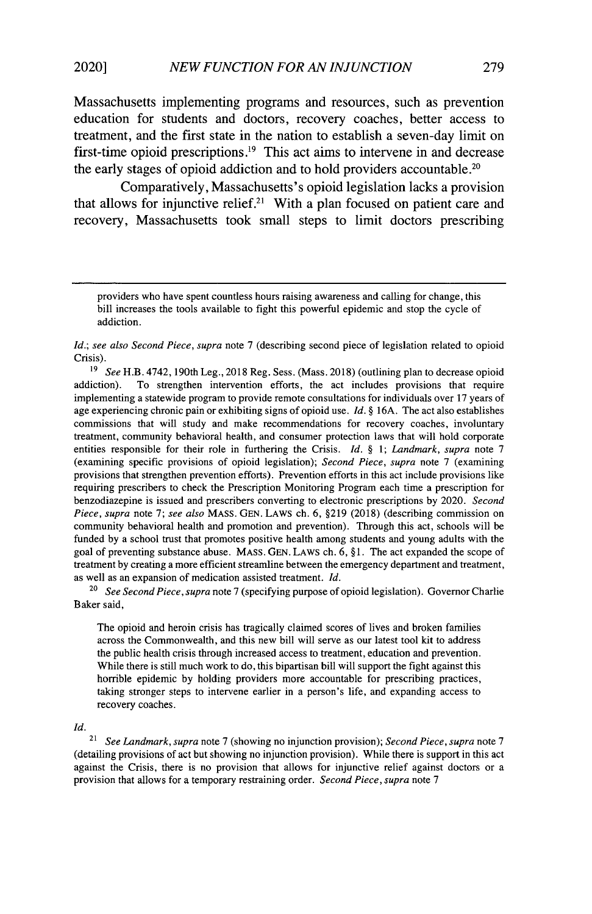Massachusetts implementing programs and resources, such as prevention education for students and doctors, recovery coaches, better access to treatment, and the first state in the nation to establish a seven-day limit on first-time opioid prescriptions.[19] This act aims to intervene in and decrease the early stages of opioid addiction and to hold providers accountable.[20]

Comparatively, Massachusetts's opioid legislation lacks a provision that allows for injunctive relief.[21] With a plan focused on patient care and recovery, Massachusetts took small steps to limit doctors prescribing

---

> providers who have spent countless hours raising awareness and calling for change, this bill increases the tools available to fight this powerful epidemic and stop the cycle of addiction.

*Id.*; *see also Second Piece*, *supra* note 7 (describing second piece of legislation related to opioid Crisis).

[19] *See* H.B. 4742, 190th Leg., 2018 Reg. Sess. (Mass. 2018) (outlining plan to decrease opioid addiction). To strengthen intervention efforts, the act includes provisions that require implementing a statewide program to provide remote consultations for individuals over 17 years of age experiencing chronic pain or exhibiting signs of opioid use. *Id.* § 16A. The act also establishes commissions that will study and make recommendations for recovery coaches, involuntary treatment, community behavioral health, and consumer protection laws that will hold corporate entities responsible for their role in furthering the Crisis. *Id.* § 1; *Landmark*, *supra* note 7 (examining specific provisions of opioid legislation); *Second Piece*, *supra* note 7 (examining provisions that strengthen prevention efforts). Prevention efforts in this act include provisions like requiring prescribers to check the Prescription Monitoring Program each time a prescription for benzodiazepine is issued and prescribers converting to electronic prescriptions by 2020. *Second Piece*, *supra* note 7; *see also* MASS. GEN. LAWS ch. 6, §219 (2018) (describing commission on community behavioral health and promotion and prevention). Through this act, schools will be funded by a school trust that promotes positive health among students and young adults with the goal of preventing substance abuse. MASS. GEN. LAWS ch. 6, §1. The act expanded the scope of treatment by creating a more efficient streamline between the emergency department and treatment, as well as an expansion of medication assisted treatment. *Id.*

[20] *See Second Piece*, *supra* note 7 (specifying purpose of opioid legislation). Governor Charlie Baker said,

> The opioid and heroin crisis has tragically claimed scores of lives and broken families across the Commonwealth, and this new bill will serve as our latest tool kit to address the public health crisis through increased access to treatment, education and prevention. While there is still much work to do, this bipartisan bill will support the fight against this horrible epidemic by holding providers more accountable for prescribing practices, taking stronger steps to intervene earlier in a person's life, and expanding access to recovery coaches.

*Id.*

[21] *See Landmark*, *supra* note 7 (showing no injunction provision); *Second Piece*, *supra* note 7 (detailing provisions of act but showing no injunction provision). While there is support in this act against the Crisis, there is no provision that allows for injunctive relief against doctors or a provision that allows for a temporary restraining order. *Second Piece*, *supra* note 7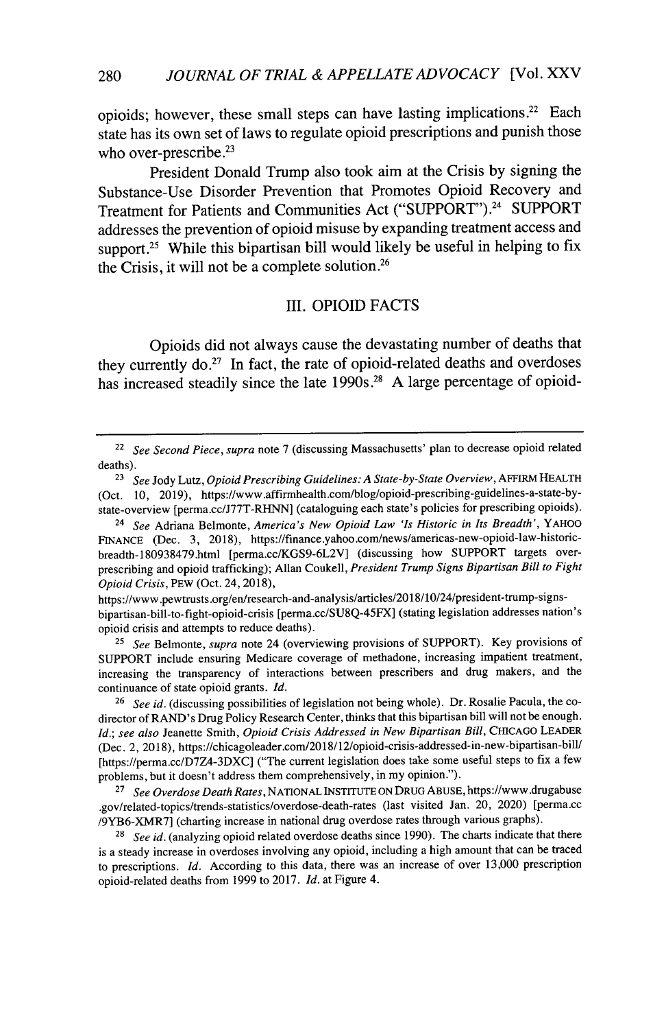opioids; however, these small steps can have lasting implications.[22] Each state has its own set of laws to regulate opioid prescriptions and punish those who over-prescribe.[23]

President Donald Trump also took aim at the Crisis by signing the Substance-Use Disorder Prevention that Promotes Opioid Recovery and Treatment for Patients and Communities Act ("SUPPORT").[24] SUPPORT addresses the prevention of opioid misuse by expanding treatment access and support.[25] While this bipartisan bill would likely be useful in helping to fix the Crisis, it will not be a complete solution.[26]

## III. OPIOID FACTS

Opioids did not always cause the devastating number of deaths that they currently do.[27] In fact, the rate of opioid-related deaths and overdoses has increased steadily since the late 1990s.[28] A large percentage of opioid-

---

[22] *See Second Piece*, *supra* note 7 (discussing Massachusetts' plan to decrease opioid related deaths).

[23] *See* Jody Lutz, *Opioid Prescribing Guidelines: A State-by-State Overview*, AFFIRM HEALTH (Oct. 10, 2019), https://www.affirmhealth.com/blog/opioid-prescribing-guidelines-a-state-by-state-overview [perma.cc/J77T-RHNN] (cataloguing each state's policies for prescribing opioids).

[24] *See* Adriana Belmonte, *America's New Opioid Law 'Is Historic in Its Breadth'*, YAHOO FINANCE (Dec. 3, 2018), https://finance.yahoo.com/news/americas-new-opioid-law-historic-breadth-180938479.html [perma.cc/KGS9-6L2V] (discussing how SUPPORT targets over-prescribing and opioid trafficking); Allan Coukell, *President Trump Signs Bipartisan Bill to Fight Opioid Crisis*, PEW (Oct. 24, 2018), https://www.pewtrusts.org/en/research-and-analysis/articles/2018/10/24/president-trump-signs-bipartisan-bill-to-fight-opioid-crisis [perma.cc/SU8Q-45FX] (stating legislation addresses nation's opioid crisis and attempts to reduce deaths).

[25] *See* Belmonte, *supra* note 24 (overviewing provisions of SUPPORT). Key provisions of SUPPORT include ensuring Medicare coverage of methadone, increasing impatient treatment, increasing the transparency of interactions between prescribers and drug makers, and the continuance of state opioid grants. *Id.*

[26] *See id.* (discussing possibilities of legislation not being whole). Dr. Rosalie Pacula, the co-director of RAND's Drug Policy Research Center, thinks that this bipartisan bill will not be enough. *Id.*; *see also* Jeanette Smith, *Opioid Crisis Addressed in New Bipartisan Bill*, CHICAGO LEADER (Dec. 2, 2018), https://chicagoleader.com/2018/12/opioid-crisis-addressed-in-new-bipartisan-bill/ [https://perma.cc/D7Z4-3DXC] ("The current legislation does take some useful steps to fix a few problems, but it doesn't address them comprehensively, in my opinion.").

[27] *See Overdose Death Rates*, NATIONAL INSTITUTE ON DRUG ABUSE, https://www.drugabuse.gov/related-topics/trends-statistics/overdose-death-rates (last visited Jan. 20, 2020) [perma.cc/9YB6-XMR7] (charting increase in national drug overdose rates through various graphs).

[28] *See id.* (analyzing opioid related overdose deaths since 1990). The charts indicate that there is a steady increase in overdoses involving any opioid, including a high amount that can be traced to prescriptions. *Id.* According to this data, there was an increase of over 13,000 prescription opioid-related deaths from 1999 to 2017. *Id.* at Figure 4.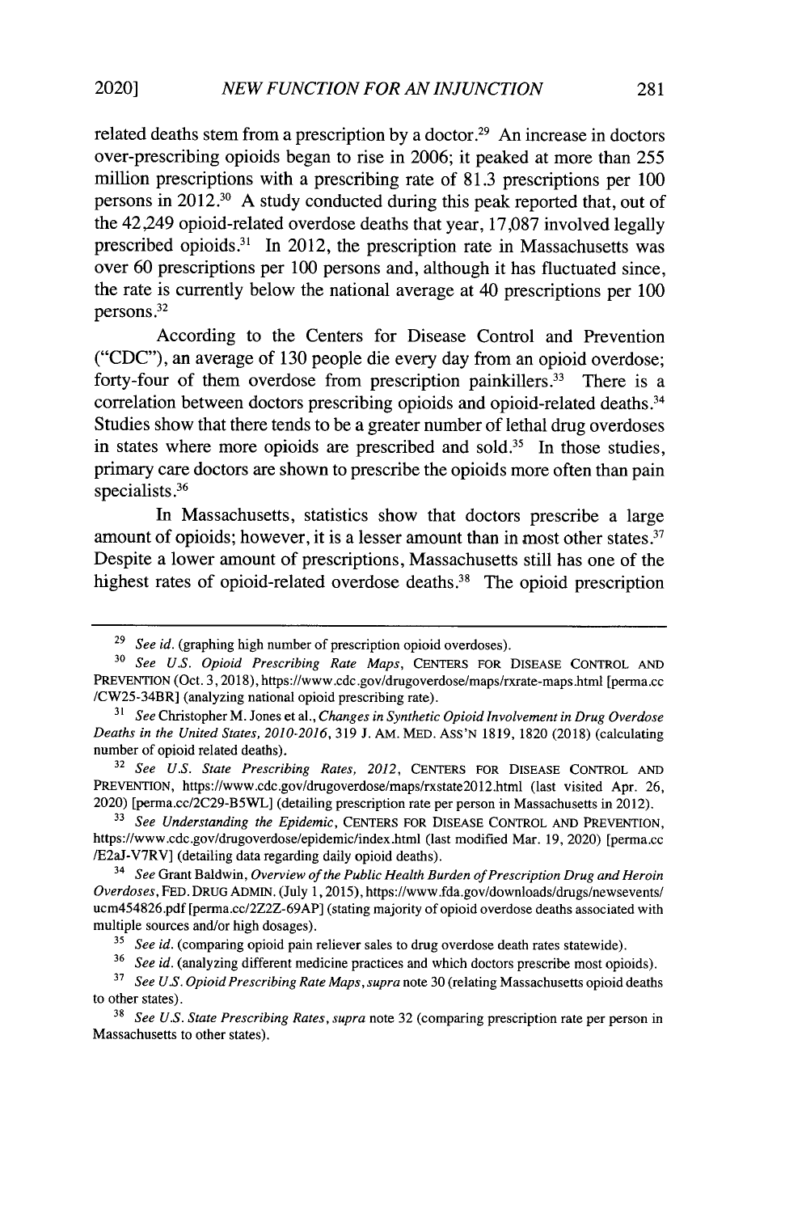related deaths stem from a prescription by a doctor.[29] An increase in doctors over-prescribing opioids began to rise in 2006; it peaked at more than 255 million prescriptions with a prescribing rate of 81.3 prescriptions per 100 persons in 2012.[30] A study conducted during this peak reported that, out of the 42,249 opioid-related overdose deaths that year, 17,087 involved legally prescribed opioids.[31] In 2012, the prescription rate in Massachusetts was over 60 prescriptions per 100 persons and, although it has fluctuated since, the rate is currently below the national average at 40 prescriptions per 100 persons.[32]

According to the Centers for Disease Control and Prevention ("CDC"), an average of 130 people die every day from an opioid overdose; forty-four of them overdose from prescription painkillers.[33] There is a correlation between doctors prescribing opioids and opioid-related deaths.[34] Studies show that there tends to be a greater number of lethal drug overdoses in states where more opioids are prescribed and sold.[35] In those studies, primary care doctors are shown to prescribe the opioids more often than pain specialists.[36]

In Massachusetts, statistics show that doctors prescribe a large amount of opioids; however, it is a lesser amount than in most other states.[37] Despite a lower amount of prescriptions, Massachusetts still has one of the highest rates of opioid-related overdose deaths.[38] The opioid prescription

---

[29] *See id.* (graphing high number of prescription opioid overdoses).

[30] *See U.S. Opioid Prescribing Rate Maps*, CENTERS FOR DISEASE CONTROL AND PREVENTION (Oct. 3, 2018), https://www.cdc.gov/drugoverdose/maps/rxrate-maps.html [perma.cc/CW25-34BR] (analyzing national opioid prescribing rate).

[31] *See* Christopher M. Jones et al., *Changes in Synthetic Opioid Involvement in Drug Overdose Deaths in the United States, 2010-2016*, 319 J. AM. MED. ASS'N 1819, 1820 (2018) (calculating number of opioid related deaths).

[32] *See U.S. State Prescribing Rates, 2012*, CENTERS FOR DISEASE CONTROL AND PREVENTION, https://www.cdc.gov/drugoverdose/maps/rxstate2012.html (last visited Apr. 26, 2020) [perma.cc/2C29-B5WL] (detailing prescription rate per person in Massachusetts in 2012).

[33] *See Understanding the Epidemic*, CENTERS FOR DISEASE CONTROL AND PREVENTION, https://www.cdc.gov/drugoverdose/epidemic/index.html (last modified Mar. 19, 2020) [perma.cc/E2aJ-V7RV] (detailing data regarding daily opioid deaths).

[34] *See* Grant Baldwin, *Overview of the Public Health Burden of Prescription Drug and Heroin Overdoses*, FED. DRUG ADMIN. (July 1, 2015), https://www.fda.gov/downloads/drugs/newsevents/ucm454826.pdf [perma.cc/2Z2Z-69AP] (stating majority of opioid overdose deaths associated with multiple sources and/or high dosages).

[35] *See id.* (comparing opioid pain reliever sales to drug overdose death rates statewide).

[36] *See id.* (analyzing different medicine practices and which doctors prescribe most opioids).

[37] *See U.S. Opioid Prescribing Rate Maps*, *supra* note 30 (relating Massachusetts opioid deaths to other states).

[38] *See U.S. State Prescribing Rates*, *supra* note 32 (comparing prescription rate per person in Massachusetts to other states).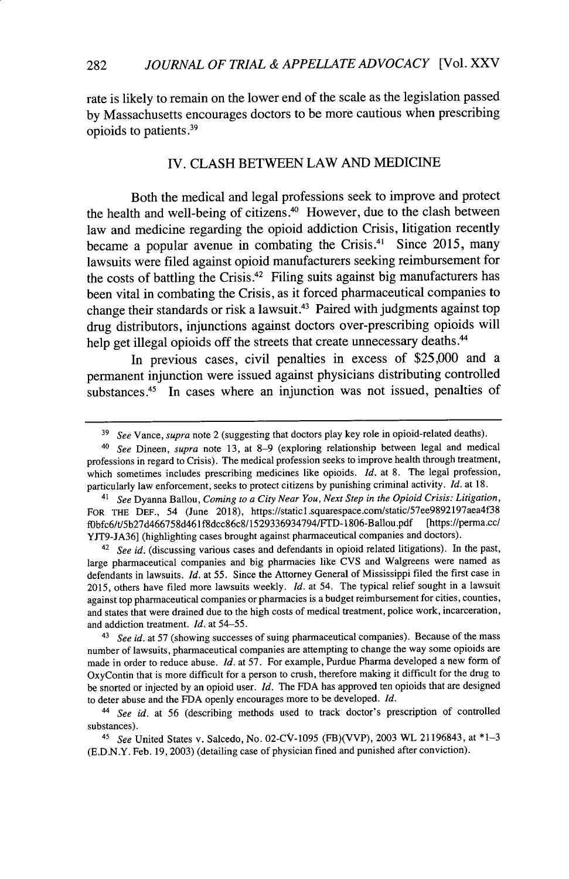rate is likely to remain on the lower end of the scale as the legislation passed by Massachusetts encourages doctors to be more cautious when prescribing opioids to patients.[39]

## IV. CLASH BETWEEN LAW AND MEDICINE

Both the medical and legal professions seek to improve and protect the health and well-being of citizens.[40] However, due to the clash between law and medicine regarding the opioid addiction Crisis, litigation recently became a popular avenue in combating the Crisis.[41] Since 2015, many lawsuits were filed against opioid manufacturers seeking reimbursement for the costs of battling the Crisis.[42] Filing suits against big manufacturers has been vital in combating the Crisis, as it forced pharmaceutical companies to change their standards or risk a lawsuit.[43] Paired with judgments against top drug distributors, injunctions against doctors over-prescribing opioids will help get illegal opioids off the streets that create unnecessary deaths.[44]

In previous cases, civil penalties in excess of $25,000 and a permanent injunction were issued against physicians distributing controlled substances.[45] In cases where an injunction was not issued, penalties of

---

[39] *See* Vance, *supra* note 2 (suggesting that doctors play key role in opioid-related deaths).

[40] *See* Dineen, *supra* note 13, at 8–9 (exploring relationship between legal and medical professions in regard to Crisis). The medical profession seeks to improve health through treatment, which sometimes includes prescribing medicines like opioids. *Id.* at 8. The legal profession, particularly law enforcement, seeks to protect citizens by punishing criminal activity. *Id.* at 18.

[41] *See* Dyanna Ballou, *Coming to a City Near You, Next Step in the Opioid Crisis: Litigation*, FOR THE DEF., 54 (June 2018), https://static1.squarespace.com/static/57ee9892197aea4f38f0bfc6/t/5b27d466758d461f8dcc86c8/1529336934794/FTD-1806-Ballou.pdf [https://perma.cc/YJT9-JA36] (highlighting cases brought against pharmaceutical companies and doctors).

[42] *See id.* (discussing various cases and defendants in opioid related litigations). In the past, large pharmaceutical companies and big pharmacies like CVS and Walgreens were named as defendants in lawsuits. *Id.* at 55. Since the Attorney General of Mississippi filed the first case in 2015, others have filed more lawsuits weekly. *Id.* at 54. The typical relief sought in a lawsuit against top pharmaceutical companies or pharmacies is a budget reimbursement for cities, counties, and states that were drained due to the high costs of medical treatment, police work, incarceration, and addiction treatment. *Id.* at 54–55.

[43] *See id.* at 57 (showing successes of suing pharmaceutical companies). Because of the mass number of lawsuits, pharmaceutical companies are attempting to change the way some opioids are made in order to reduce abuse. *Id.* at 57. For example, Purdue Pharma developed a new form of OxyContin that is more difficult for a person to crush, therefore making it difficult for the drug to be snorted or injected by an opioid user. *Id.* The FDA has approved ten opioids that are designed to deter abuse and the FDA openly encourages more to be developed. *Id.*

[44] *See id.* at 56 (describing methods used to track doctor's prescription of controlled substances).

[45] *See* United States v. Salcedo, No. 02-CV-1095 (FB)(VVP), 2003 WL 21196843, at *1–3 (E.D.N.Y. Feb. 19, 2003) (detailing case of physician fined and punished after conviction).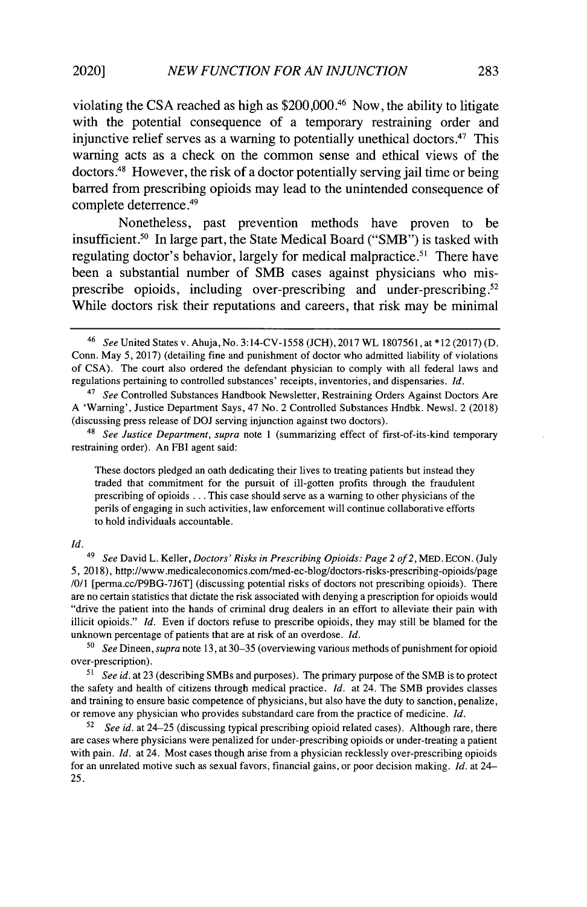violating the CSA reached as high as $200,000.[46] Now, the ability to litigate with the potential consequence of a temporary restraining order and injunctive relief serves as a warning to potentially unethical doctors.[47] This warning acts as a check on the common sense and ethical views of the doctors.[48] However, the risk of a doctor potentially serving jail time or being barred from prescribing opioids may lead to the unintended consequence of complete deterrence.[49]

Nonetheless, past prevention methods have proven to be insufficient.[50] In large part, the State Medical Board ("SMB") is tasked with regulating doctor's behavior, largely for medical malpractice.[51] There have been a substantial number of SMB cases against physicians who mis-prescribe opioids, including over-prescribing and under-prescribing.[52] While doctors risk their reputations and careers, that risk may be minimal

---

[46] *See* United States v. Ahuja, No. 3:14-CV-1558 (JCH), 2017 WL 1807561, at *12 (2017) (D. Conn. May 5, 2017) (detailing fine and punishment of doctor who admitted liability of violations of CSA). The court also ordered the defendant physician to comply with all federal laws and regulations pertaining to controlled substances' receipts, inventories, and dispensaries. *Id.*

[47] *See* Controlled Substances Handbook Newsletter, Restraining Orders Against Doctors Are A 'Warning', Justice Department Says, 47 No. 2 Controlled Substances Hndbk. Newsl. 2 (2018) (discussing press release of DOJ serving injunction against two doctors).

[48] *See Justice Department*, *supra* note 1 (summarizing effect of first-of-its-kind temporary restraining order). An FBI agent said:

> These doctors pledged an oath dedicating their lives to treating patients but instead they traded that commitment for the pursuit of ill-gotten profits through the fraudulent prescribing of opioids . . . This case should serve as a warning to other physicians of the perils of engaging in such activities, law enforcement will continue collaborative efforts to hold individuals accountable.

*Id.*

[49] *See* David L. Keller, *Doctors' Risks in Prescribing Opioids: Page 2 of 2*, MED. ECON. (July 5, 2018), http://www.medicaleconomics.com/med-ec-blog/doctors-risks-prescribing-opioids/page/0/1 [perma.cc/P9BG-7J6T] (discussing potential risks of doctors not prescribing opioids). There are no certain statistics that dictate the risk associated with denying a prescription for opioids would "drive the patient into the hands of criminal drug dealers in an effort to alleviate their pain with illicit opioids." *Id.* Even if doctors refuse to prescribe opioids, they may still be blamed for the unknown percentage of patients that are at risk of an overdose. *Id.*

[50] *See* Dineen, *supra* note 13, at 30–35 (overviewing various methods of punishment for opioid over-prescription).

[51] *See id.* at 23 (describing SMBs and purposes). The primary purpose of the SMB is to protect the safety and health of citizens through medical practice. *Id.* at 24. The SMB provides classes and training to ensure basic competence of physicians, but also have the duty to sanction, penalize, or remove any physician who provides substandard care from the practice of medicine. *Id.*

[52] *See id.* at 24–25 (discussing typical prescribing opioid related cases). Although rare, there are cases where physicians were penalized for under-prescribing opioids or under-treating a patient with pain. *Id.* at 24. Most cases though arise from a physician recklessly over-prescribing opioids for an unrelated motive such as sexual favors, financial gains, or poor decision making. *Id.* at 24–25.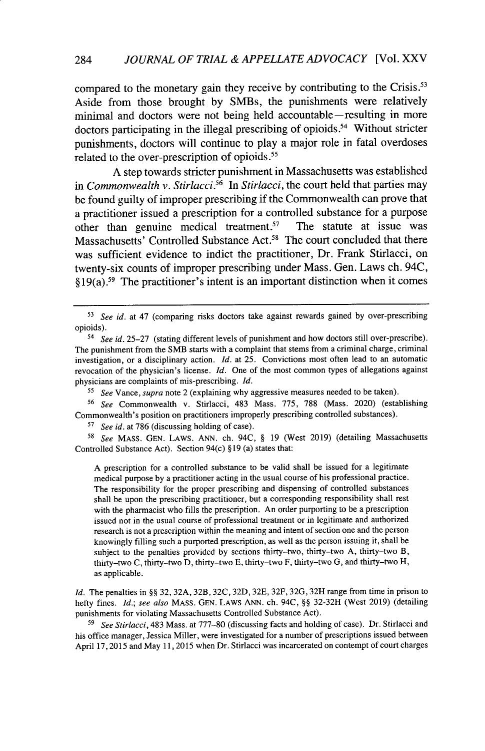compared to the monetary gain they receive by contributing to the Crisis.[53] Aside from those brought by SMBs, the punishments were relatively minimal and doctors were not being held accountable—resulting in more doctors participating in the illegal prescribing of opioids.[54] Without stricter punishments, doctors will continue to play a major role in fatal overdoses related to the over-prescription of opioids.[55]

A step towards stricter punishment in Massachusetts was established in *Commonwealth v. Stirlacci*.[56] In *Stirlacci*, the court held that parties may be found guilty of improper prescribing if the Commonwealth can prove that a practitioner issued a prescription for a controlled substance for a purpose other than genuine medical treatment.[57] The statute at issue was Massachusetts' Controlled Substance Act.[58] The court concluded that there was sufficient evidence to indict the practitioner, Dr. Frank Stirlacci, on twenty-six counts of improper prescribing under Mass. Gen. Laws ch. 94C, §19(a).[59] The practitioner's intent is an important distinction when it comes

---

[53] *See id.* at 47 (comparing risks doctors take against rewards gained by over-prescribing opioids).

[54] *See id.* 25–27 (stating different levels of punishment and how doctors still over-prescribe). The punishment from the SMB starts with a complaint that stems from a criminal charge, criminal investigation, or a disciplinary action. *Id.* at 25. Convictions most often lead to an automatic revocation of the physician's license. *Id.* One of the most common types of allegations against physicians are complaints of mis-prescribing. *Id.*

[55] *See* Vance, *supra* note 2 (explaining why aggressive measures needed to be taken).

[56] *See* Commonwealth v. Stirlacci, 483 Mass. 775, 788 (Mass. 2020) (establishing Commonwealth's position on practitioners improperly prescribing controlled substances).

[57] *See id.* at 786 (discussing holding of case).

[58] *See* MASS. GEN. LAWS. ANN. ch. 94C, § 19 (West 2019) (detailing Massachusetts Controlled Substance Act). Section 94(c) §19 (a) states that:

> A prescription for a controlled substance to be valid shall be issued for a legitimate medical purpose by a practitioner acting in the usual course of his professional practice. The responsibility for the proper prescribing and dispensing of controlled substances shall be upon the prescribing practitioner, but a corresponding responsibility shall rest with the pharmacist who fills the prescription. An order purporting to be a prescription issued not in the usual course of professional treatment or in legitimate and authorized research is not a prescription within the meaning and intent of section one and the person knowingly filling such a purported prescription, as well as the person issuing it, shall be subject to the penalties provided by sections thirty–two, thirty–two A, thirty–two B, thirty–two C, thirty–two D, thirty–two E, thirty–two F, thirty–two G, and thirty–two H, as applicable.

*Id.* The penalties in §§ 32, 32A, 32B, 32C, 32D, 32E, 32F, 32G, 32H range from time in prison to hefty fines. *Id.*; *see also* MASS. GEN. LAWS ANN. ch. 94C, §§ 32-32H (West 2019) (detailing punishments for violating Massachusetts Controlled Substance Act).

[59] *See Stirlacci*, 483 Mass. at 777–80 (discussing facts and holding of case). Dr. Stirlacci and his office manager, Jessica Miller, were investigated for a number of prescriptions issued between April 17, 2015 and May 11, 2015 when Dr. Stirlacci was incarcerated on contempt of court charges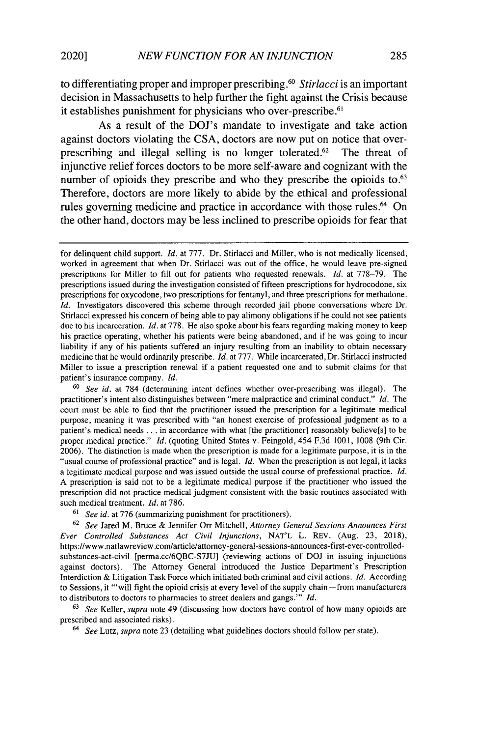to differentiating proper and improper prescribing.[60] *Stirlacci* is an important decision in Massachusetts to help further the fight against the Crisis because it establishes punishment for physicians who over-prescribe.[61]

As a result of the DOJ's mandate to investigate and take action against doctors violating the CSA, doctors are now put on notice that over-prescribing and illegal selling is no longer tolerated.[62] The threat of injunctive relief forces doctors to be more self-aware and cognizant with the number of opioids they prescribe and who they prescribe the opioids to.[63] Therefore, doctors are more likely to abide by the ethical and professional rules governing medicine and practice in accordance with those rules.[64] On the other hand, doctors may be less inclined to prescribe opioids for fear that

---

for delinquent child support. *Id.* at 777. Dr. Stirlacci and Miller, who is not medically licensed, worked in agreement that when Dr. Stirlacci was out of the office, he would leave pre-signed prescriptions for Miller to fill out for patients who requested renewals. *Id.* at 778–79. The prescriptions issued during the investigation consisted of fifteen prescriptions for hydrocodone, six prescriptions for oxycodone, two prescriptions for fentanyl, and three prescriptions for methadone. *Id.* Investigators discovered this scheme through recorded jail phone conversations where Dr. Stirlacci expressed his concern of being able to pay alimony obligations if he could not see patients due to his incarceration. *Id.* at 778. He also spoke about his fears regarding making money to keep his practice operating, whether his patients were being abandoned, and if he was going to incur liability if any of his patients suffered an injury resulting from an inability to obtain necessary medicine that he would ordinarily prescribe. *Id.* at 777. While incarcerated, Dr. Stirlacci instructed Miller to issue a prescription renewal if a patient requested one and to submit claims for that patient's insurance company. *Id.*

[60] *See id.* at 784 (determining intent defines whether over-prescribing was illegal). The practitioner's intent also distinguishes between "mere malpractice and criminal conduct." *Id.* The court must be able to find that the practitioner issued the prescription for a legitimate medical purpose, meaning it was prescribed with "an honest exercise of professional judgment as to a patient's medical needs . . . in accordance with what [the practitioner] reasonably believe[s] to be proper medical practice." *Id.* (quoting United States v. Feingold, 454 F.3d 1001, 1008 (9th Cir. 2006). The distinction is made when the prescription is made for a legitimate purpose, it is in the "usual course of professional practice" and is legal. *Id.* When the prescription is not legal, it lacks a legitimate medical purpose and was issued outside the usual course of professional practice. *Id.* A prescription is said not to be a legitimate medical purpose if the practitioner who issued the prescription did not practice medical judgment consistent with the basic routines associated with such medical treatment. *Id.* at 786.

[61] *See id.* at 776 (summarizing punishment for practitioners).

[62] *See* Jared M. Bruce & Jennifer Orr Mitchell, *Attorney General Sessions Announces First Ever Controlled Substances Act Civil Injunctions*, NAT'L L. REV. (Aug. 23, 2018), https://www.natlawreview.com/article/attorney-general-sessions-announces-first-ever-controlled-substances-act-civil [perma.cc/6QBC-S7JU] (reviewing actions of DOJ in issuing injunctions against doctors). The Attorney General introduced the Justice Department's Prescription Interdiction & Litigation Task Force which initiated both criminal and civil actions. *Id.* According to Sessions, it "'will fight the opioid crisis at every level of the supply chain—from manufacturers to distributors to doctors to pharmacies to street dealers and gangs.'" *Id.*

[63] *See* Keller, *supra* note 49 (discussing how doctors have control of how many opioids are prescribed and associated risks).

[64] *See* Lutz, *supra* note 23 (detailing what guidelines doctors should follow per state).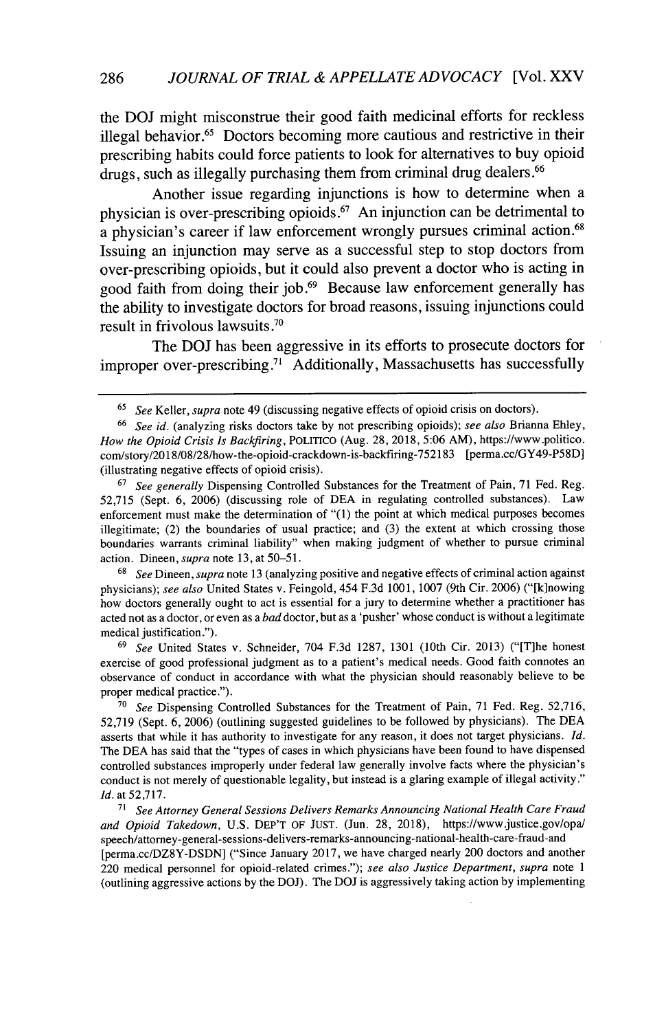the DOJ might misconstrue their good faith medicinal efforts for reckless illegal behavior.[65] Doctors becoming more cautious and restrictive in their prescribing habits could force patients to look for alternatives to buy opioid drugs, such as illegally purchasing them from criminal drug dealers.[66]

Another issue regarding injunctions is how to determine when a physician is over-prescribing opioids.[67] An injunction can be detrimental to a physician's career if law enforcement wrongly pursues criminal action.[68] Issuing an injunction may serve as a successful step to stop doctors from over-prescribing opioids, but it could also prevent a doctor who is acting in good faith from doing their job.[69] Because law enforcement generally has the ability to investigate doctors for broad reasons, issuing injunctions could result in frivolous lawsuits.[70]

The DOJ has been aggressive in its efforts to prosecute doctors for improper over-prescribing.[71] Additionally, Massachusetts has successfully

---

[65] *See* Keller, *supra* note 49 (discussing negative effects of opioid crisis on doctors).

[66] *See id.* (analyzing risks doctors take by not prescribing opioids); *see also* Brianna Ehley, *How the Opioid Crisis Is Backfiring*, POLITICO (Aug. 28, 2018, 5:06 AM), https://www.politico.com/story/2018/08/28/how-the-opioid-crackdown-is-backfiring-752183 [perma.cc/GY49-P58D] (illustrating negative effects of opioid crisis).

[67] *See generally* Dispensing Controlled Substances for the Treatment of Pain, 71 Fed. Reg. 52,715 (Sept. 6, 2006) (discussing role of DEA in regulating controlled substances). Law enforcement must make the determination of "(1) the point at which medical purposes becomes illegitimate; (2) the boundaries of usual practice; and (3) the extent at which crossing those boundaries warrants criminal liability" when making judgment of whether to pursue criminal action. Dineen, *supra* note 13, at 50–51.

[68] *See* Dineen, *supra* note 13 (analyzing positive and negative effects of criminal action against physicians); *see also* United States v. Feingold, 454 F.3d 1001, 1007 (9th Cir. 2006) ("[k]nowing how doctors generally ought to act is essential for a jury to determine whether a practitioner has acted not as a doctor, or even as a *bad* doctor, but as a 'pusher' whose conduct is without a legitimate medical justification.").

[69] *See* United States v. Schneider, 704 F.3d 1287, 1301 (10th Cir. 2013) ("[T]he honest exercise of good professional judgment as to a patient's medical needs. Good faith connotes an observance of conduct in accordance with what the physician should reasonably believe to be proper medical practice.").

[70] *See* Dispensing Controlled Substances for the Treatment of Pain, 71 Fed. Reg. 52,716, 52,719 (Sept. 6, 2006) (outlining suggested guidelines to be followed by physicians). The DEA asserts that while it has authority to investigate for any reason, it does not target physicians. *Id.* The DEA has said that the "types of cases in which physicians have been found to have dispensed controlled substances improperly under federal law generally involve facts where the physician's conduct is not merely of questionable legality, but instead is a glaring example of illegal activity." *Id.* at 52,717.

[71] *See Attorney General Sessions Delivers Remarks Announcing National Health Care Fraud and Opioid Takedown*, U.S. DEP'T OF JUST. (Jun. 28, 2018), https://www.justice.gov/opa/speech/attorney-general-sessions-delivers-remarks-announcing-national-health-care-fraud-and [perma.cc/DZ8Y-DSDN] ("Since January 2017, we have charged nearly 200 doctors and another 220 medical personnel for opioid-related crimes."); *see also Justice Department*, *supra* note 1 (outlining aggressive actions by the DOJ). The DOJ is aggressively taking action by implementing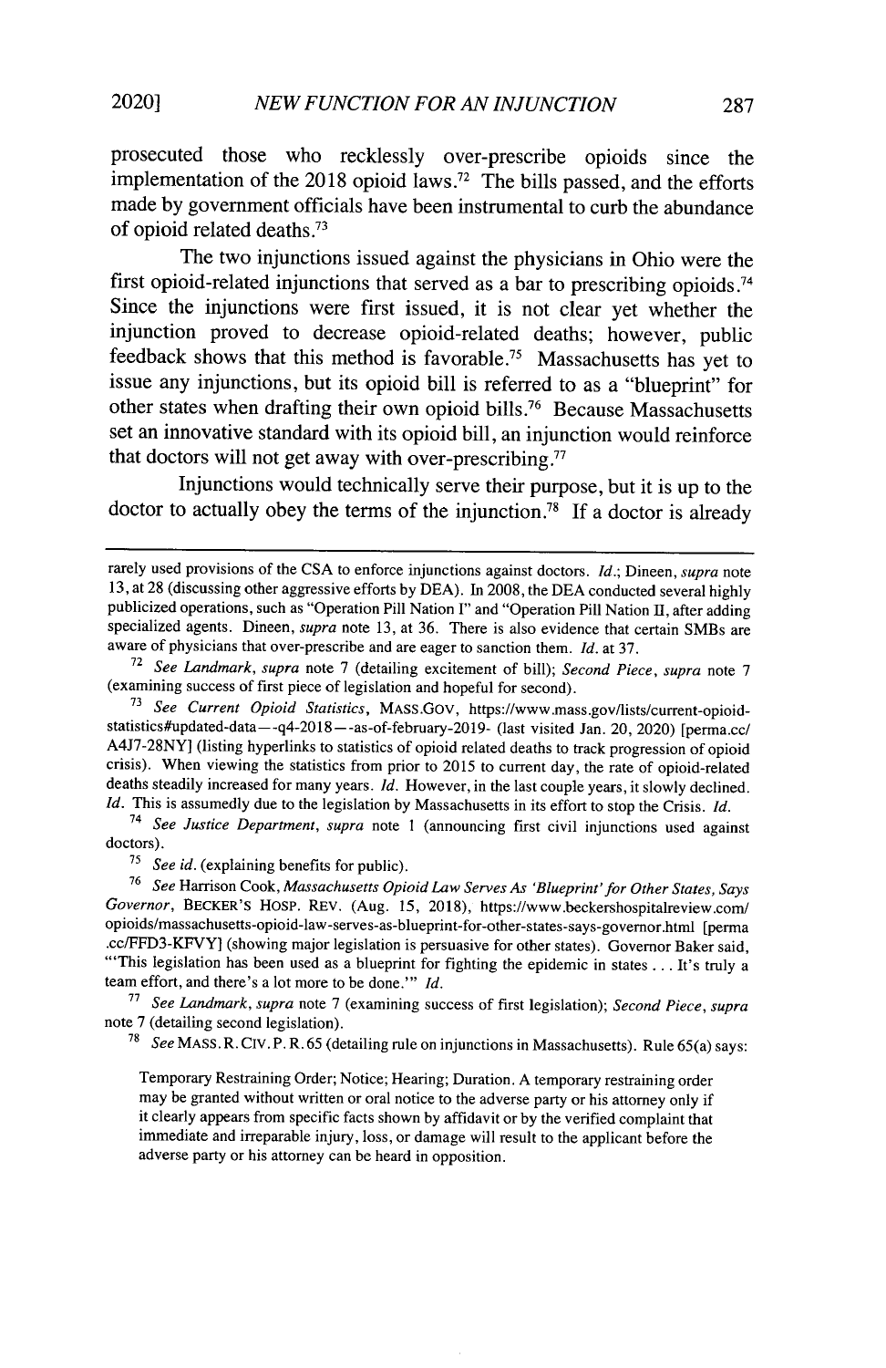prosecuted those who recklessly over-prescribe opioids since the implementation of the 2018 opioid laws.[72] The bills passed, and the efforts made by government officials have been instrumental to curb the abundance of opioid related deaths.[73]

The two injunctions issued against the physicians in Ohio were the first opioid-related injunctions that served as a bar to prescribing opioids.[74] Since the injunctions were first issued, it is not clear yet whether the injunction proved to decrease opioid-related deaths; however, public feedback shows that this method is favorable.[75] Massachusetts has yet to issue any injunctions, but its opioid bill is referred to as a "blueprint" for other states when drafting their own opioid bills.[76] Because Massachusetts set an innovative standard with its opioid bill, an injunction would reinforce that doctors will not get away with over-prescribing.[77]

Injunctions would technically serve their purpose, but it is up to the doctor to actually obey the terms of the injunction.[78] If a doctor is already

---

rarely used provisions of the CSA to enforce injunctions against doctors. *Id.*; Dineen, *supra* note 13, at 28 (discussing other aggressive efforts by DEA). In 2008, the DEA conducted several highly publicized operations, such as "Operation Pill Nation I" and "Operation Pill Nation II, after adding specialized agents. Dineen, *supra* note 13, at 36. There is also evidence that certain SMBs are aware of physicians that over-prescribe and are eager to sanction them. *Id.* at 37.

[72] *See Landmark*, *supra* note 7 (detailing excitement of bill); *Second Piece*, *supra* note 7 (examining success of first piece of legislation and hopeful for second).

[73] *See Current Opioid Statistics*, MASS.GOV, https://www.mass.gov/lists/current-opioid-statistics#updated-data—-q4-2018—-as-of-february-2019- (last visited Jan. 20, 2020) [perma.cc/A4J7-28NY] (listing hyperlinks to statistics of opioid related deaths to track progression of opioid crisis). When viewing the statistics from prior to 2015 to current day, the rate of opioid-related deaths steadily increased for many years. *Id.* However, in the last couple years, it slowly declined. *Id.* This is assumedly due to the legislation by Massachusetts in its effort to stop the Crisis. *Id.*

[74] *See Justice Department*, *supra* note 1 (announcing first civil injunctions used against doctors).

[75] *See id.* (explaining benefits for public).

[76] *See* Harrison Cook, *Massachusetts Opioid Law Serves As 'Blueprint' for Other States, Says Governor*, BECKER'S HOSP. REV. (Aug. 15, 2018), https://www.beckershospitalreview.com/opioids/massachusetts-opioid-law-serves-as-blueprint-for-other-states-says-governor.html [perma.cc/FFD3-KFVY] (showing major legislation is persuasive for other states). Governor Baker said, "'This legislation has been used as a blueprint for fighting the epidemic in states . . . It's truly a team effort, and there's a lot more to be done.'" *Id.*

[77] *See Landmark*, *supra* note 7 (examining success of first legislation); *Second Piece*, *supra* note 7 (detailing second legislation).

[78] *See* MASS. R. CIV. P. R. 65 (detailing rule on injunctions in Massachusetts). Rule 65(a) says:

> Temporary Restraining Order; Notice; Hearing; Duration. A temporary restraining order may be granted without written or oral notice to the adverse party or his attorney only if it clearly appears from specific facts shown by affidavit or by the verified complaint that immediate and irreparable injury, loss, or damage will result to the applicant before the adverse party or his attorney can be heard in opposition.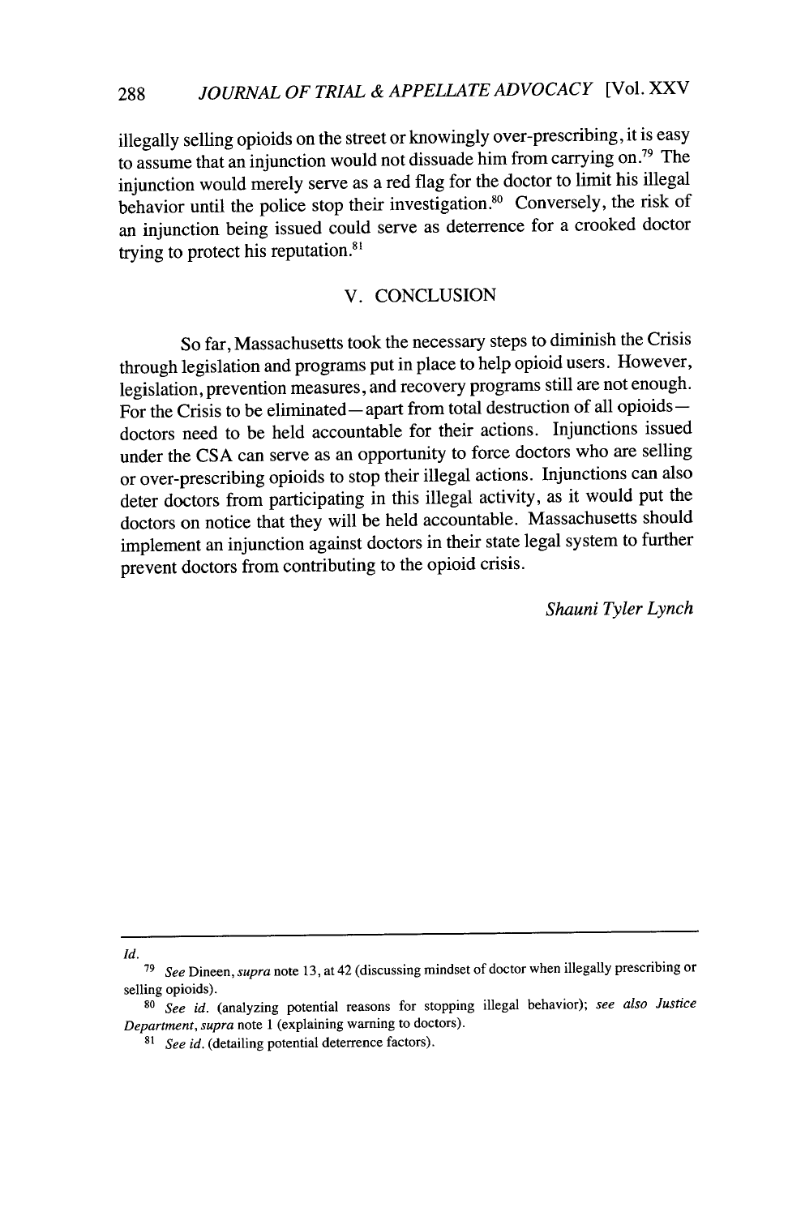illegally selling opioids on the street or knowingly over-prescribing, it is easy to assume that an injunction would not dissuade him from carrying on.[79] The injunction would merely serve as a red flag for the doctor to limit his illegal behavior until the police stop their investigation.[80] Conversely, the risk of an injunction being issued could serve as deterrence for a crooked doctor trying to protect his reputation.[81]

## V. CONCLUSION

So far, Massachusetts took the necessary steps to diminish the Crisis through legislation and programs put in place to help opioid users. However, legislation, prevention measures, and recovery programs still are not enough. For the Crisis to be eliminated—apart from total destruction of all opioids—doctors need to be held accountable for their actions. Injunctions issued under the CSA can serve as an opportunity to force doctors who are selling or over-prescribing opioids to stop their illegal actions. Injunctions can also deter doctors from participating in this illegal activity, as it would put the doctors on notice that they will be held accountable. Massachusetts should implement an injunction against doctors in their state legal system to further prevent doctors from contributing to the opioid crisis.

*Shauni Tyler Lynch*

---

*Id.*

[79] *See* Dineen, *supra* note 13, at 42 (discussing mindset of doctor when illegally prescribing or selling opioids).

[80] *See id.* (analyzing potential reasons for stopping illegal behavior); *see also Justice Department*, *supra* note 1 (explaining warning to doctors).

[81] *See id.* (detailing potential deterrence factors).